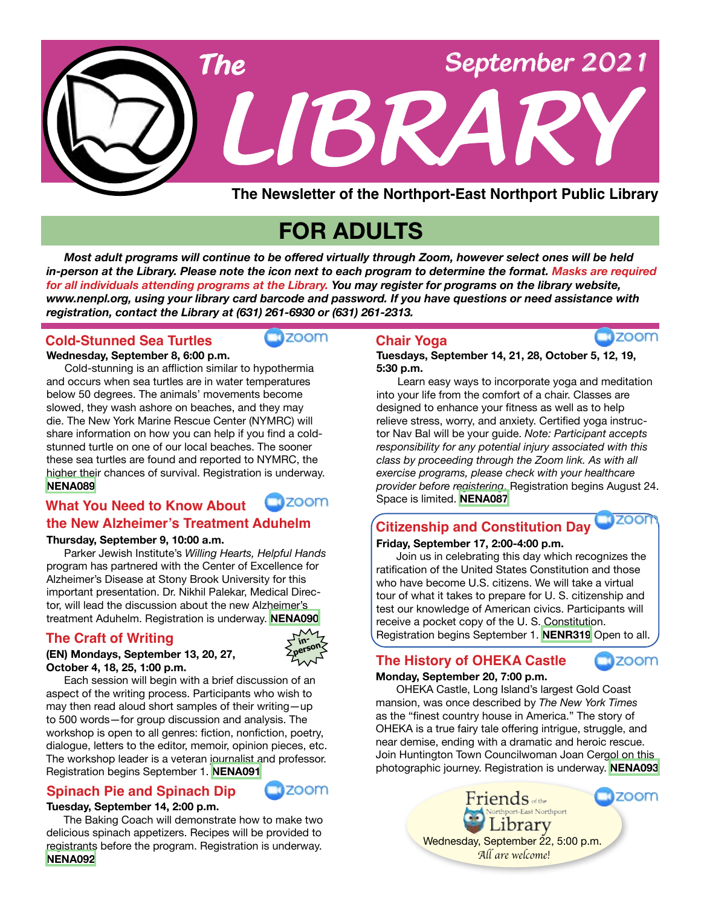# The LIBRARY

September 2021

**The Newsletter of the Northport-East Northport Public Library**

## FOR ADULTS

***Most adult programs will continue to be offered virtually through Zoom, however select ones will be held in-person at the Library. Please note the icon next to each program to determine the format. Masks are required for all individuals attending programs at the Library. You may register for programs on the library website, www.nenpl.org, using your library card barcode and password. If you have questions or need assistance with registration, contact the Library at (631) 261-6930 or (631) 261-2313.***

### Cold-Stunned Sea Turtles

zoom

**Wednesday, September 8, 6:00 p.m.**

Cold-stunning is an affliction similar to hypothermia and occurs when sea turtles are in water temperatures below 50 degrees. The animals' movements become slowed, they wash ashore on beaches, and they may die. The New York Marine Rescue Center (NYMRC) will share information on how you can help if you find a cold-stunned turtle on one of our local beaches. The sooner these sea turtles are found and reported to NYMRC, the higher their chances of survival. Registration is underway. **NENA089**

### What You Need to Know About the New Alzheimer's Treatment Aduhelm

zoom

**Thursday, September 9, 10:00 a.m.**

Parker Jewish Institute's *Willing Hearts, Helpful Hands* program has partnered with the Center of Excellence for Alzheimer's Disease at Stony Brook University for this important presentation. Dr. Nikhil Palekar, Medical Director, will lead the discussion about the new Alzheimer's treatment Aduhelm. Registration is underway. **NENA090**

### The Craft of Writing

in-person

**(EN) Mondays, September 13, 20, 27, October 4, 18, 25, 1:00 p.m.**

Each session will begin with a brief discussion of an aspect of the writing process. Participants who wish to may then read aloud short samples of their writing—up to 500 words—for group discussion and analysis. The workshop is open to all genres: fiction, nonfiction, poetry, dialogue, letters to the editor, memoir, opinion pieces, etc. The workshop leader is a veteran journalist and professor. Registration begins September 1. **NENA091**

### Spinach Pie and Spinach Dip

zoom

**Tuesday, September 14, 2:00 p.m.**

The Baking Coach will demonstrate how to make two delicious spinach appetizers. Recipes will be provided to registrants before the program. Registration is underway. **NENA092**

### Chair Yoga

zoom

**Tuesdays, September 14, 21, 28, October 5, 12, 19, 5:30 p.m.**

Learn easy ways to incorporate yoga and meditation into your life from the comfort of a chair. Classes are designed to enhance your fitness as well as to help relieve stress, worry, and anxiety. Certified yoga instructor Nav Bal will be your guide. *Note: Participant accepts responsibility for any potential injury associated with this class by proceeding through the Zoom link. As with all exercise programs, please check with your healthcare provider before registering.* Registration begins August 24. Space is limited. **NENA087**

### Citizenship and Constitution Day

zoom

**Friday, September 17, 2:00-4:00 p.m.**

Join us in celebrating this day which recognizes the ratification of the United States Constitution and those who have become U.S. citizens. We will take a virtual tour of what it takes to prepare for U. S. citizenship and test our knowledge of American civics. Participants will receive a pocket copy of the U. S. Constitution. Registration begins September 1. **NENR319** Open to all.

### The History of OHEKA Castle

zoom

**Monday, September 20, 7:00 p.m.**

OHEKA Castle, Long Island's largest Gold Coast mansion, was once described by *The New York Times* as the "finest country house in America." The story of OHEKA is a true fairy tale offering intrigue, struggle, and near demise, ending with a dramatic and heroic rescue. Join Huntington Town Councilwoman Joan Cergol on this photographic journey. Registration is underway. **NENA093**

### Friends of the Northport-East Northport Library

zoom

Wednesday, September 22, 5:00 p.m.

*All are welcome!*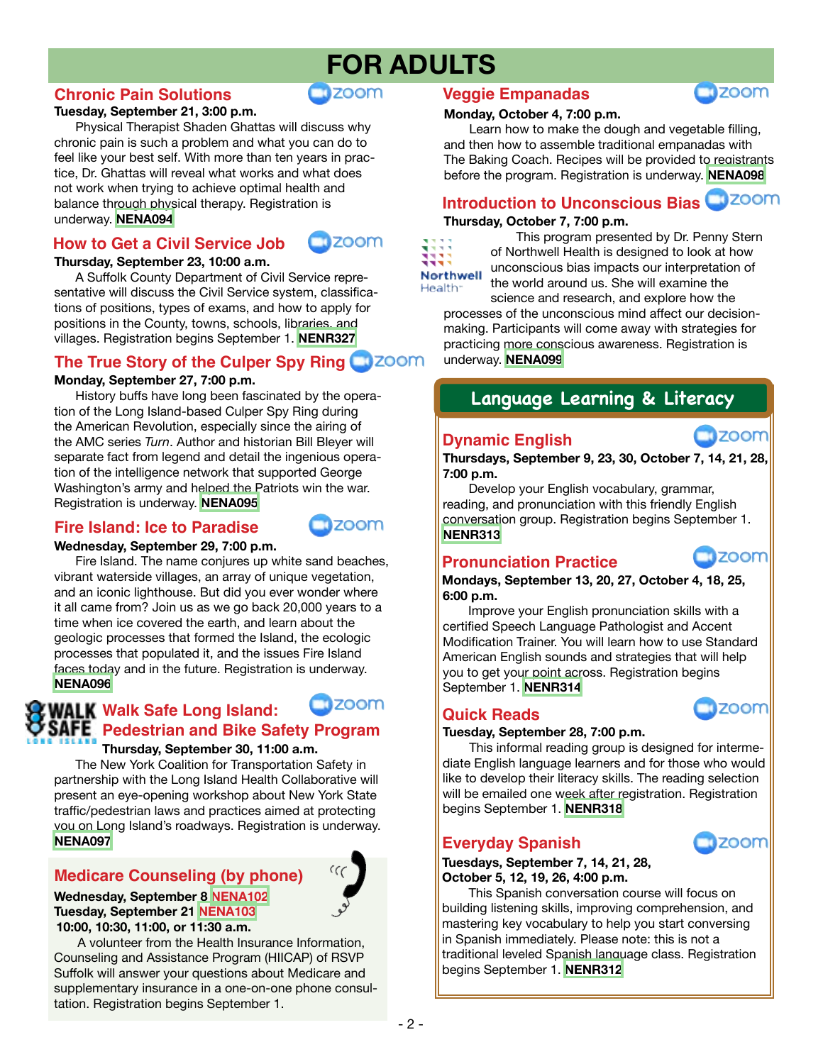# FOR ADULTS

## Chronic Pain Solutions

zoom

**Tuesday, September 21, 3:00 p.m.**

Physical Therapist Shaden Ghattas will discuss why chronic pain is such a problem and what you can do to feel like your best self. With more than ten years in practice, Dr. Ghattas will reveal what works and what does not work when trying to achieve optimal health and balance through physical therapy. Registration is underway. **NENA094**

## How to Get a Civil Service Job

zoom

**Thursday, September 23, 10:00 a.m.**

A Suffolk County Department of Civil Service representative will discuss the Civil Service system, classifications of positions, types of exams, and how to apply for positions in the County, towns, schools, libraries, and villages. Registration begins September 1. **NENR327**

## The True Story of the Culper Spy Ring

zoom

**Monday, September 27, 7:00 p.m.**

History buffs have long been fascinated by the operation of the Long Island-based Culper Spy Ring during the American Revolution, especially since the airing of the AMC series *Turn*. Author and historian Bill Bleyer will separate fact from legend and detail the ingenious operation of the intelligence network that supported George Washington's army and helped the Patriots win the war. Registration is underway. **NENA095**

## Fire Island: Ice to Paradise

zoom

**Wednesday, September 29, 7:00 p.m.**

Fire Island. The name conjures up white sand beaches, vibrant waterside villages, an array of unique vegetation, and an iconic lighthouse. But did you ever wonder where it all came from? Join us as we go back 20,000 years to a time when ice covered the earth, and learn about the geologic processes that formed the Island, the ecologic processes that populated it, and the issues Fire Island faces today and in the future. Registration is underway. **NENA096**

## Walk Safe Long Island: Pedestrian and Bike Safety Program

zoom

**Thursday, September 30, 11:00 a.m.**

The New York Coalition for Transportation Safety in partnership with the Long Island Health Collaborative will present an eye-opening workshop about New York State traffic/pedestrian laws and practices aimed at protecting you on Long Island's roadways. Registration is underway. **NENA097**

## Medicare Counseling (by phone)

**Wednesday, September 8 NENA102**
**Tuesday, September 21 NENA103**
**10:00, 10:30, 11:00, or 11:30 a.m.**

A volunteer from the Health Insurance Information, Counseling and Assistance Program (HIICAP) of RSVP Suffolk will answer your questions about Medicare and supplementary insurance in a one-on-one phone consultation. Registration begins September 1.

## Veggie Empanadas

zoom

**Monday, October 4, 7:00 p.m.**

Learn how to make the dough and vegetable filling, and then how to assemble traditional empanadas with The Baking Coach. Recipes will be provided to registrants before the program. Registration is underway. **NENA098**

## Introduction to Unconscious Bias

zoom

**Thursday, October 7, 7:00 p.m.**

Northwell Health

This program presented by Dr. Penny Stern of Northwell Health is designed to look at how unconscious bias impacts our interpretation of the world around us. She will examine the science and research, and explore how the processes of the unconscious mind affect our decision-making. Participants will come away with strategies for practicing more conscious awareness. Registration is underway. **NENA099**

# Language Learning & Literacy

## Dynamic English

zoom

**Thursdays, September 9, 23, 30, October 7, 14, 21, 28, 7:00 p.m.**

Develop your English vocabulary, grammar, reading, and pronunciation with this friendly English conversation group. Registration begins September 1. **NENR313**

## Pronunciation Practice

zoom

**Mondays, September 13, 20, 27, October 4, 18, 25, 6:00 p.m.**

Improve your English pronunciation skills with a certified Speech Language Pathologist and Accent Modification Trainer. You will learn how to use Standard American English sounds and strategies that will help you to get your point across. Registration begins September 1. **NENR314**

## Quick Reads

zoom

**Tuesday, September 28, 7:00 p.m.**

This informal reading group is designed for intermediate English language learners and for those who would like to develop their literacy skills. The reading selection will be emailed one week after registration. Registration begins September 1. **NENR318**

## Everyday Spanish

zoom

**Tuesdays, September 7, 14, 21, 28, October 5, 12, 19, 26, 4:00 p.m.**

This Spanish conversation course will focus on building listening skills, improving comprehension, and mastering key vocabulary to help you start conversing in Spanish immediately. Please note: this is not a traditional leveled Spanish language class. Registration begins September 1. **NENR312**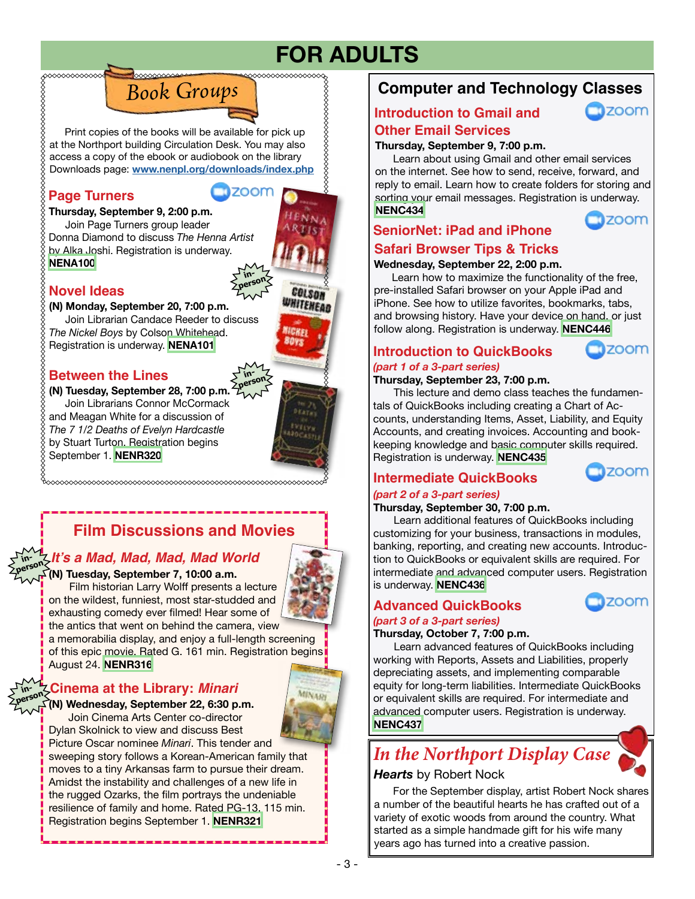# FOR ADULTS

## Book Groups

Print copies of the books will be available for pick up at the Northport building Circulation Desk. You may also access a copy of the ebook or audiobook on the library Downloads page: **www.nenpl.org/downloads/index.php**

### Page Turners

zoom

**Thursday, September 9, 2:00 p.m.**

Join Page Turners group leader Donna Diamond to discuss *The Henna Artist* by Alka Joshi. Registration is underway. **NENA100**

### Novel Ideas

in-person

**(N) Monday, September 20, 7:00 p.m.**

Join Librarian Candace Reeder to discuss *The Nickel Boys* by Colson Whitehead. Registration is underway. **NENA101**

### Between the Lines

in-person

**(N) Tuesday, September 28, 7:00 p.m.**

Join Librarians Connor McCormack and Meagan White for a discussion of *The 7 1/2 Deaths of Evelyn Hardcastle* by Stuart Turton. Registration begins September 1. **NENR320**

## Film Discussions and Movies

### *It's a Mad, Mad, Mad, Mad World*

in-person

**(N) Tuesday, September 7, 10:00 a.m.**

Film historian Larry Wolff presents a lecture on the wildest, funniest, most star-studded and exhausting comedy ever filmed! Hear some of the antics that went on behind the camera, view a memorabilia display, and enjoy a full-length screening of this epic movie. Rated G. 161 min. Registration begins August 24. **NENR316**

### Cinema at the Library: *Minari*

in-person

**(N) Wednesday, September 22, 6:30 p.m.**

Join Cinema Arts Center co-director Dylan Skolnick to view and discuss Best Picture Oscar nominee *Minari*. This tender and sweeping story follows a Korean-American family that moves to a tiny Arkansas farm to pursue their dream. Amidst the instability and challenges of a new life in the rugged Ozarks, the film portrays the undeniable resilience of family and home. Rated PG-13. 115 min. Registration begins September 1. **NENR321**

## Computer and Technology Classes

### Introduction to Gmail and Other Email Services

zoom

**Thursday, September 9, 7:00 p.m.**

Learn about using Gmail and other email services on the internet. See how to send, receive, forward, and reply to email. Learn how to create folders for storing and sorting your email messages. Registration is underway. **NENC434**

### SeniorNet: iPad and iPhone Safari Browser Tips & Tricks

zoom

**Wednesday, September 22, 2:00 p.m.**

Learn how to maximize the functionality of the free, pre-installed Safari browser on your Apple iPad and iPhone. See how to utilize favorites, bookmarks, tabs, and browsing history. Have your device on hand, or just follow along. Registration is underway. **NENC446**

### Introduction to QuickBooks

zoom

*(part 1 of a 3-part series)*

**Thursday, September 23, 7:00 p.m.**

This lecture and demo class teaches the fundamentals of QuickBooks including creating a Chart of Accounts, understanding Items, Asset, Liability, and Equity Accounts, and creating invoices. Accounting and bookkeeping knowledge and basic computer skills required. Registration is underway. **NENC435**

### Intermediate QuickBooks

zoom

*(part 2 of a 3-part series)*

**Thursday, September 30, 7:00 p.m.**

Learn additional features of QuickBooks including customizing for your business, transactions in modules, banking, reporting, and creating new accounts. Introduction to QuickBooks or equivalent skills are required. For intermediate and advanced computer users. Registration is underway. **NENC436**

### Advanced QuickBooks

zoom

*(part 3 of a 3-part series)*

**Thursday, October 7, 7:00 p.m.**

Learn advanced features of QuickBooks including working with Reports, Assets and Liabilities, properly depreciating assets, and implementing comparable equity for long-term liabilities. Intermediate QuickBooks or equivalent skills are required. For intermediate and advanced computer users. Registration is underway. **NENC437**

## *In the Northport Display Case*

***Hearts*** by Robert Nock

For the September display, artist Robert Nock shares a number of the beautiful hearts he has crafted out of a variety of exotic woods from around the country. What started as a simple handmade gift for his wife many years ago has turned into a creative passion.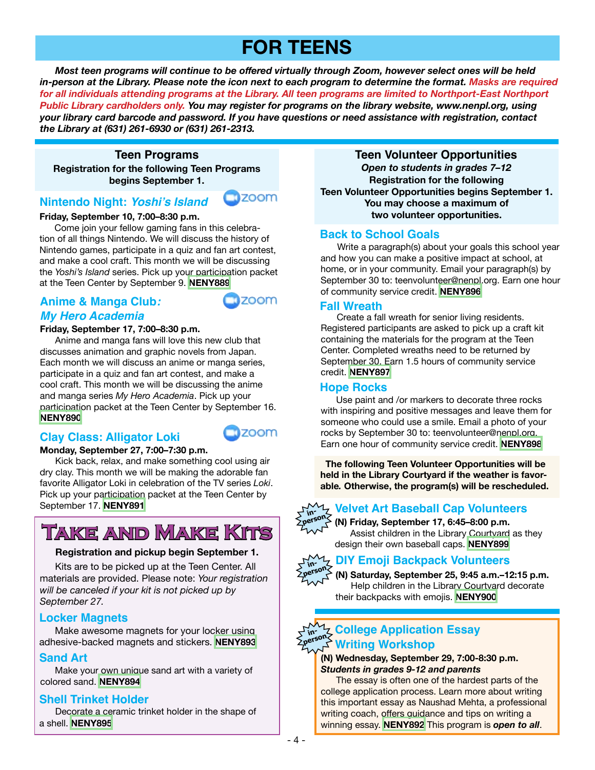# FOR TEENS

***Most teen programs will continue to be offered virtually through Zoom, however select ones will be held in-person at the Library. Please note the icon next to each program to determine the format. Masks are required for all individuals attending programs at the Library. All teen programs are limited to Northport-East Northport Public Library cardholders only. You may register for programs on the library website, www.nenpl.org, using your library card barcode and password. If you have questions or need assistance with registration, contact the Library at (631) 261-6930 or (631) 261-2313.***

## Teen Programs

**Registration for the following Teen Programs begins September 1.**

### Nintendo Night: *Yoshi's Island*

zoom

**Friday, September 10, 7:00–8:30 p.m.**

Come join your fellow gaming fans in this celebration of all things Nintendo. We will discuss the history of Nintendo games, participate in a quiz and fan art contest, and make a cool craft. This month we will be discussing the *Yoshi's Island* series. Pick up your participation packet at the Teen Center by September 9. **NENY889**

### Anime & Manga Club: *My Hero Academia*

zoom

**Friday, September 17, 7:00–8:30 p.m.**

Anime and manga fans will love this new club that discusses animation and graphic novels from Japan. Each month we will discuss an anime or manga series, participate in a quiz and fan art contest, and make a cool craft. This month we will be discussing the anime and manga series *My Hero Academia*. Pick up your participation packet at the Teen Center by September 16. **NENY890**

### Clay Class: Alligator Loki

zoom

**Monday, September 27, 7:00–7:30 p.m.**

Kick back, relax, and make something cool using air dry clay. This month we will be making the adorable fan favorite Alligator Loki in celebration of the TV series *Loki*. Pick up your participation packet at the Teen Center by September 17. **NENY891**

## Take and Make Kits

**Registration and pickup begin September 1.**

Kits are to be picked up at the Teen Center. All materials are provided. Please note: *Your registration will be canceled if your kit is not picked up by September 27.*

### Locker Magnets

Make awesome magnets for your locker using adhesive-backed magnets and stickers. **NENY893**

### Sand Art

Make your own unique sand art with a variety of colored sand. **NENY894**

### Shell Trinket Holder

Decorate a ceramic trinket holder in the shape of a shell. **NENY895**

## Teen Volunteer Opportunities

***Open to students in grades 7–12***

**Registration for the following Teen Volunteer Opportunities begins September 1. You may choose a maximum of two volunteer opportunities.**

### Back to School Goals

Write a paragraph(s) about your goals this school year and how you can make a positive impact at school, at home, or in your community. Email your paragraph(s) by September 30 to: teenvolunteer@nenpl.org. Earn one hour of community service credit. **NENY896**

### Fall Wreath

Create a fall wreath for senior living residents. Registered participants are asked to pick up a craft kit containing the materials for the program at the Teen Center. Completed wreaths need to be returned by September 30. Earn 1.5 hours of community service credit. **NENY897**

### Hope Rocks

Use paint and /or markers to decorate three rocks with inspiring and positive messages and leave them for someone who could use a smile. Email a photo of your rocks by September 30 to: teenvolunteer@nenpl.org. Earn one hour of community service credit. **NENY898**

**The following Teen Volunteer Opportunities will be held in the Library Courtyard if the weather is favorable. Otherwise, the program(s) will be rescheduled.**

### Velvet Art Baseball Cap Volunteers

in-person

**(N) Friday, September 17, 6:45–8:00 p.m.**

Assist children in the Library Courtyard as they design their own baseball caps. **NENY899**

### DIY Emoji Backpack Volunteers

in-person

**(N) Saturday, September 25, 9:45 a.m.–12:15 p.m.**

Help children in the Library Courtyard decorate their backpacks with emojis. **NENY900**

### College Application Essay Writing Workshop

in-person

**(N) Wednesday, September 29, 7:00-8:30 p.m.**

***Students in grades 9-12 and parents***

The essay is often one of the hardest parts of the college application process. Learn more about writing this important essay as Naushad Mehta, a professional writing coach, offers guidance and tips on writing a winning essay. **NENY892** This program is ***open to all***.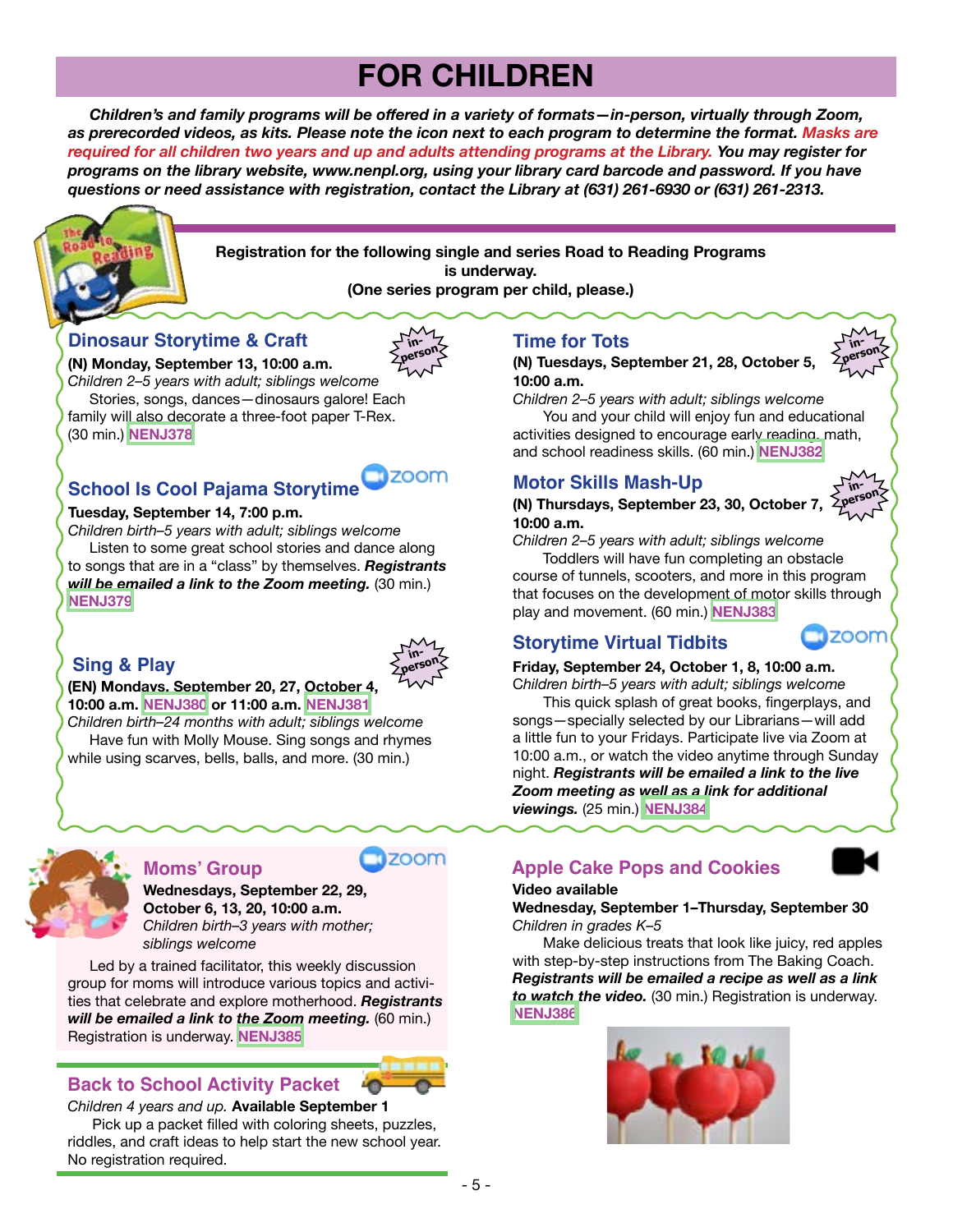# FOR CHILDREN

***Children's and family programs will be offered in a variety of formats—in-person, virtually through Zoom, as prerecorded videos, as kits. Please note the icon next to each program to determine the format. Masks are required for all children two years and up and adults attending programs at the Library. You may register for programs on the library website, www.nenpl.org, using your library card barcode and password. If you have questions or need assistance with registration, contact the Library at (631) 261-6930 or (631) 261-2313.***

**Registration for the following single and series Road to Reading Programs is underway.**
**(One series program per child, please.)**

## Dinosaur Storytime & Craft

in-person

**(N) Monday, September 13, 10:00 a.m.**
*Children 2–5 years with adult; siblings welcome*

Stories, songs, dances—dinosaurs galore! Each family will also decorate a three-foot paper T-Rex. (30 min.) **NENJ378**

## School Is Cool Pajama Storytime

zoom

**Tuesday, September 14, 7:00 p.m.**
*Children birth–5 years with adult; siblings welcome*

Listen to some great school stories and dance along to songs that are in a "class" by themselves. ***Registrants will be emailed a link to the Zoom meeting.*** (30 min.) **NENJ379**

## Sing & Play

in-person

**(EN) Mondays, September 20, 27, October 4, 10:00 a.m. NENJ380 or 11:00 a.m. NENJ381**
*Children birth–24 months with adult; siblings welcome*

Have fun with Molly Mouse. Sing songs and rhymes while using scarves, bells, balls, and more. (30 min.)

## Time for Tots

in-person

**(N) Tuesdays, September 21, 28, October 5, 10:00 a.m.**
*Children 2–5 years with adult; siblings welcome*

You and your child will enjoy fun and educational activities designed to encourage early reading, math, and school readiness skills. (60 min.) **NENJ382**

## Motor Skills Mash-Up

in-person

**(N) Thursdays, September 23, 30, October 7, 10:00 a.m.**
*Children 2–5 years with adult; siblings welcome*

Toddlers will have fun completing an obstacle course of tunnels, scooters, and more in this program that focuses on the development of motor skills through play and movement. (60 min.) **NENJ383**

## Storytime Virtual Tidbits

zoom

**Friday, September 24, October 1, 8, 10:00 a.m.**
*Children birth–5 years with adult; siblings welcome*

This quick splash of great books, fingerplays, and songs—specially selected by our Librarians—will add a little fun to your Fridays. Participate live via Zoom at 10:00 a.m., or watch the video anytime through Sunday night. ***Registrants will be emailed a link to the live Zoom meeting as well as a link for additional viewings.*** (25 min.) **NENJ384**

## Moms' Group

zoom

**Wednesdays, September 22, 29, October 6, 13, 20, 10:00 a.m.**
*Children birth–3 years with mother; siblings welcome*

Led by a trained facilitator, this weekly discussion group for moms will introduce various topics and activities that celebrate and explore motherhood. ***Registrants will be emailed a link to the Zoom meeting.*** (60 min.) Registration is underway. **NENJ385**

## Back to School Activity Packet

*Children 4 years and up.* **Available September 1**

Pick up a packet filled with coloring sheets, puzzles, riddles, and craft ideas to help start the new school year. No registration required.

## Apple Cake Pops and Cookies

**Video available**
**Wednesday, September 1–Thursday, September 30**
*Children in grades K–5*

Make delicious treats that look like juicy, red apples with step-by-step instructions from The Baking Coach. ***Registrants will be emailed a recipe as well as a link to watch the video.*** (30 min.) Registration is underway. **NENJ386**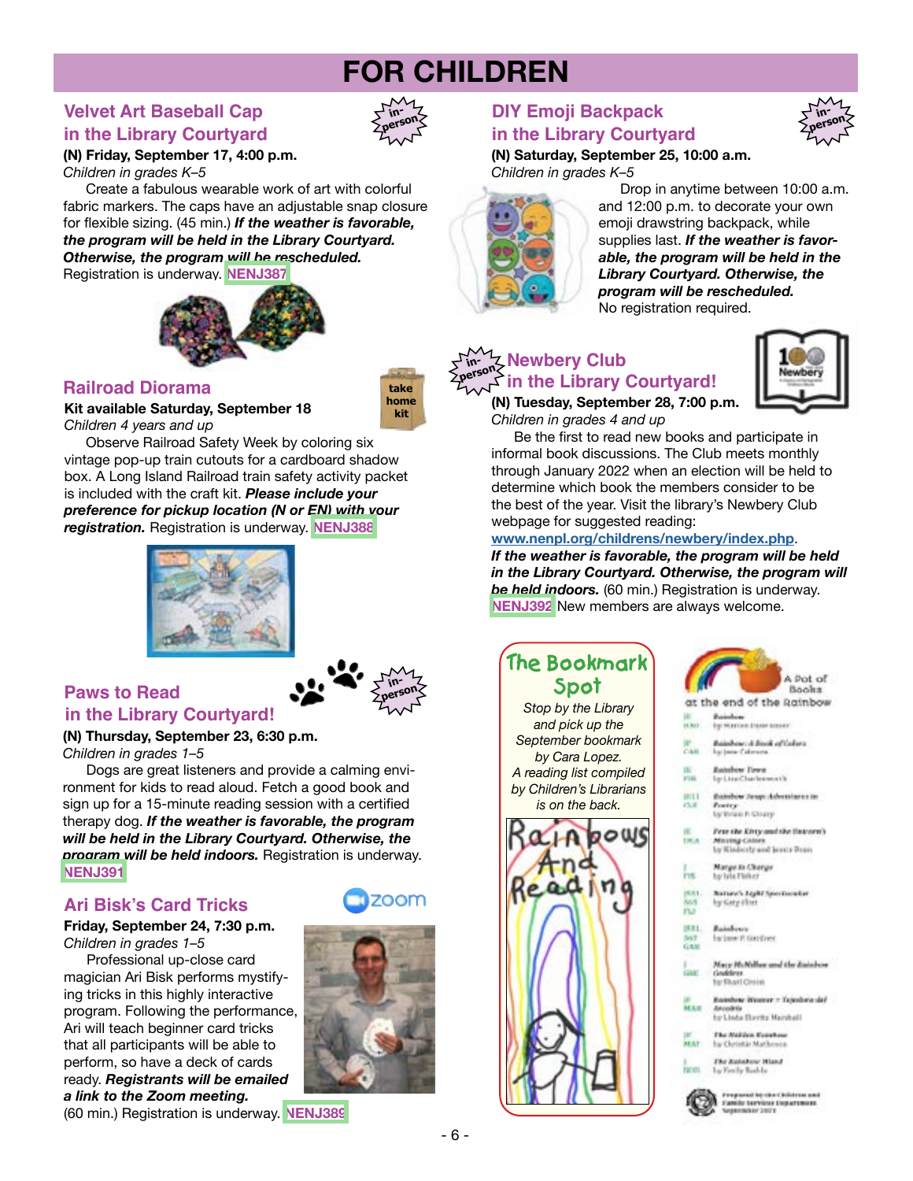# FOR CHILDREN

## Velvet Art Baseball Cap in the Library Courtyard

in-person

**(N) Friday, September 17, 4:00 p.m.**
*Children in grades K–5*

Create a fabulous wearable work of art with colorful fabric markers. The caps have an adjustable snap closure for flexible sizing. (45 min.) ***If the weather is favorable, the program will be held in the Library Courtyard. Otherwise, the program will be rescheduled.*** Registration is underway. **NENJ387**

## Railroad Diorama

take home kit

**Kit available Saturday, September 18**
*Children 4 years and up*

Observe Railroad Safety Week by coloring six vintage pop-up train cutouts for a cardboard shadow box. A Long Island Railroad train safety activity packet is included with the craft kit. ***Please include your preference for pickup location (N or EN) with your registration.*** Registration is underway. **NENJ388**

## Paws to Read in the Library Courtyard!

in-person

**(N) Thursday, September 23, 6:30 p.m.**
*Children in grades 1–5*

Dogs are great listeners and provide a calming environment for kids to read aloud. Fetch a good book and sign up for a 15-minute reading session with a certified therapy dog. ***If the weather is favorable, the program will be held in the Library Courtyard. Otherwise, the program will be held indoors.*** Registration is underway. **NENJ391**

## Ari Bisk's Card Tricks

zoom

**Friday, September 24, 7:30 p.m.**
*Children in grades 1–5*

Professional up-close card magician Ari Bisk performs mystifying tricks in this highly interactive program. Following the performance, Ari will teach beginner card tricks that all participants will be able to perform, so have a deck of cards ready. ***Registrants will be emailed a link to the Zoom meeting.*** (60 min.) Registration is underway. **NENJ389**

## DIY Emoji Backpack in the Library Courtyard

in-person

**(N) Saturday, September 25, 10:00 a.m.**
*Children in grades K–5*

Drop in anytime between 10:00 a.m. and 12:00 p.m. to decorate your own emoji drawstring backpack, while supplies last. ***If the weather is favorable, the program will be held in the Library Courtyard. Otherwise, the program will be rescheduled.*** No registration required.

## Newbery Club in the Library Courtyard!

in-person

**(N) Tuesday, September 28, 7:00 p.m.**
*Children in grades 4 and up*

Be the first to read new books and participate in informal book discussions. The Club meets monthly through January 2022 when an election will be held to determine which book the members consider to be the best of the year. Visit the library's Newbery Club webpage for suggested reading: **www.nenpl.org/childrens/newbery/index.php**. ***If the weather is favorable, the program will be held in the Library Courtyard. Otherwise, the program will be held indoors.*** (60 min.) Registration is underway. **NENJ392** New members are always welcome.

## The Bookmark Spot

*Stop by the Library and pick up the September bookmark by Cara Lopez. A reading list compiled by Children's Librarians is on the back.*

Rainbows And Reading

A Pot of Books at the end of the Rainbow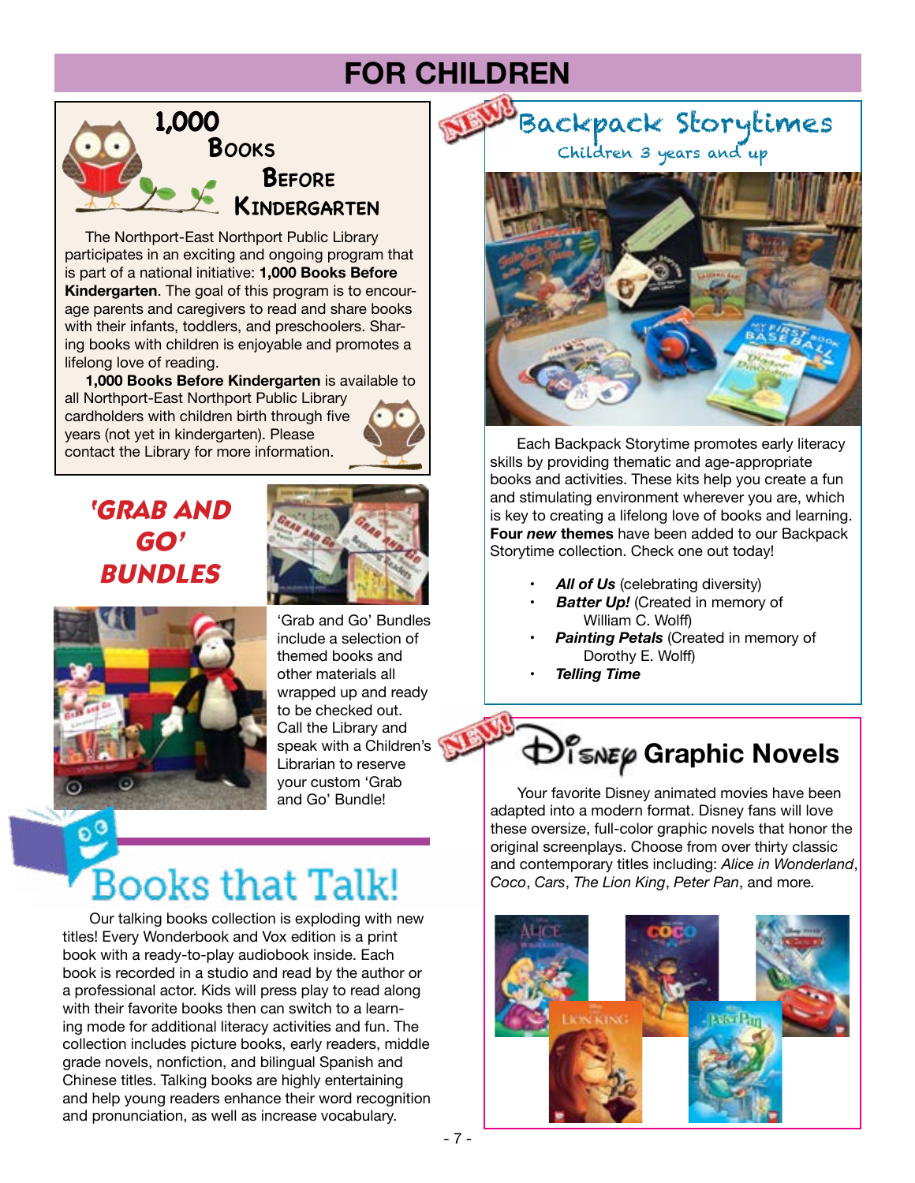# FOR CHILDREN

## 1,000 Books Before Kindergarten

The Northport-East Northport Public Library participates in an exciting and ongoing program that is part of a national initiative: **1,000 Books Before Kindergarten**. The goal of this program is to encourage parents and caregivers to read and share books with their infants, toddlers, and preschoolers. Sharing books with children is enjoyable and promotes a lifelong love of reading.

**1,000 Books Before Kindergarten** is available to all Northport-East Northport Public Library cardholders with children birth through five years (not yet in kindergarten). Please contact the Library for more information.

## 'Grab and Go' Bundles

'Grab and Go' Bundles include a selection of themed books and other materials all wrapped up and ready to be checked out. Call the Library and speak with a Children's Librarian to reserve your custom 'Grab and Go' Bundle!

## Books that Talk!

Our talking books collection is exploding with new titles! Every Wonderbook and Vox edition is a print book with a ready-to-play audiobook inside. Each book is recorded in a studio and read by the author or a professional actor. Kids will press play to read along with their favorite books then can switch to a learning mode for additional literacy activities and fun. The collection includes picture books, early readers, middle grade novels, nonfiction, and bilingual Spanish and Chinese titles. Talking books are highly entertaining and help young readers enhance their word recognition and pronunciation, as well as increase vocabulary.

## NEW! Backpack Storytimes

Children 3 years and up

Each Backpack Storytime promotes early literacy skills by providing thematic and age-appropriate books and activities. These kits help you create a fun and stimulating environment wherever you are, which is key to creating a lifelong love of books and learning. **Four *new* themes** have been added to our Backpack Storytime collection. Check one out today!

- ***All of Us*** (celebrating diversity)
- ***Batter Up!*** (Created in memory of William C. Wolff)
- ***Painting Petals*** (Created in memory of Dorothy E. Wolff)
- ***Telling Time***

## NEW! Disney Graphic Novels

Your favorite Disney animated movies have been adapted into a modern format. Disney fans will love these oversize, full-color graphic novels that honor the original screenplays. Choose from over thirty classic and contemporary titles including: *Alice in Wonderland*, *Coco*, *Cars*, *The Lion King*, *Peter Pan*, and more.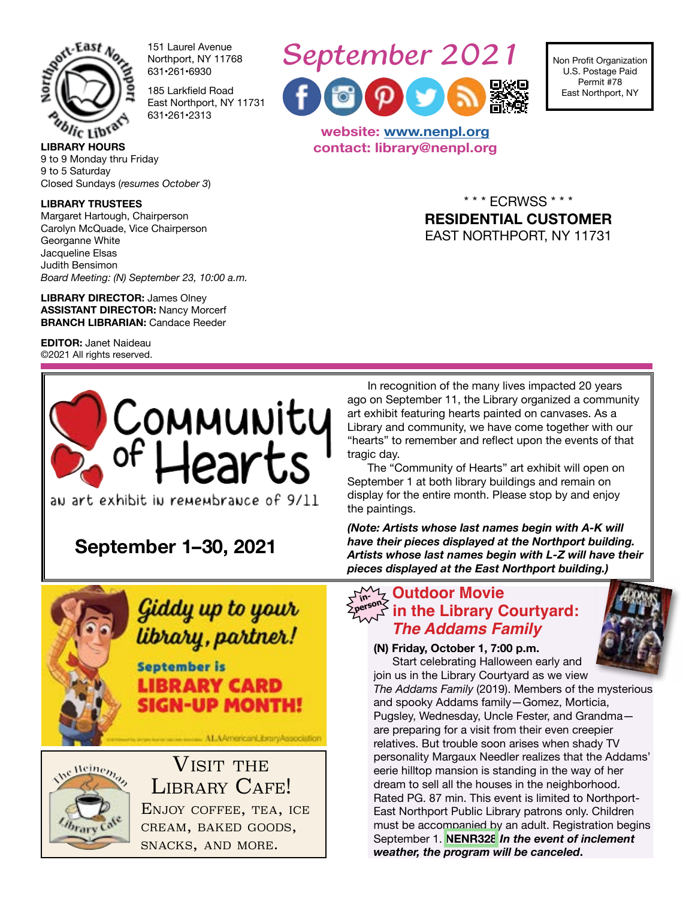151 Laurel Avenue
Northport, NY 11768
631•261•6930

185 Larkfield Road
East Northport, NY 11731
631•261•2313

# September 2021

**website: www.nenpl.org**
**contact: library@nenpl.org**

Non Profit Organization
U.S. Postage Paid
Permit #78
East Northport, NY

**LIBRARY HOURS**
9 to 9 Monday thru Friday
9 to 5 Saturday
Closed Sundays (*resumes October 3*)

**LIBRARY TRUSTEES**
Margaret Hartough, Chairperson
Carolyn McQuade, Vice Chairperson
Georganne White
Jacqueline Elsas
Judith Bensimon
*Board Meeting: (N) September 23, 10:00 a.m.*

**LIBRARY DIRECTOR:** James Olney
**ASSISTANT DIRECTOR:** Nancy Morcerf
**BRANCH LIBRARIAN:** Candace Reeder

**EDITOR:** Janet Naideau
©2021 All rights reserved.

\* \* \* ECRWSS \* \* \*
**RESIDENTIAL CUSTOMER**
EAST NORTHPORT, NY 11731

## Community of Hearts

an art exhibit in remembrance of 9/11

**September 1–30, 2021**

In recognition of the many lives impacted 20 years ago on September 11, the Library organized a community art exhibit featuring hearts painted on canvases. As a Library and community, we have come together with our "hearts" to remember and reflect upon the events of that tragic day.

The "Community of Hearts" art exhibit will open on September 1 at both library buildings and remain on display for the entire month. Please stop by and enjoy the paintings.

***(Note: Artists whose last names begin with A-K will have their pieces displayed at the Northport building. Artists whose last names begin with L-Z will have their pieces displayed at the East Northport building.)***

## Giddy up to your library, partner!

**September is LIBRARY CARD SIGN-UP MONTH!**

ALA American Library Association

## Visit the Library Cafe!

The Heineman Library Cafe

Enjoy coffee, tea, ice cream, baked goods, snacks, and more.

## Outdoor Movie in the Library Courtyard: *The Addams Family*

in-person

**(N) Friday, October 1, 7:00 p.m.**

Start celebrating Halloween early and join us in the Library Courtyard as we view *The Addams Family* (2019). Members of the mysterious and spooky Addams family—Gomez, Morticia, Pugsley, Wednesday, Uncle Fester, and Grandma—are preparing for a visit from their even creepier relatives. But trouble soon arises when shady TV personality Margaux Needler realizes that the Addams' eerie hilltop mansion is standing in the way of her dream to sell all the houses in the neighborhood. Rated PG. 87 min. This event is limited to Northport-East Northport Public Library patrons only. Children must be accompanied by an adult. Registration begins September 1. **NENR328** ***In the event of inclement weather, the program will be canceled.***